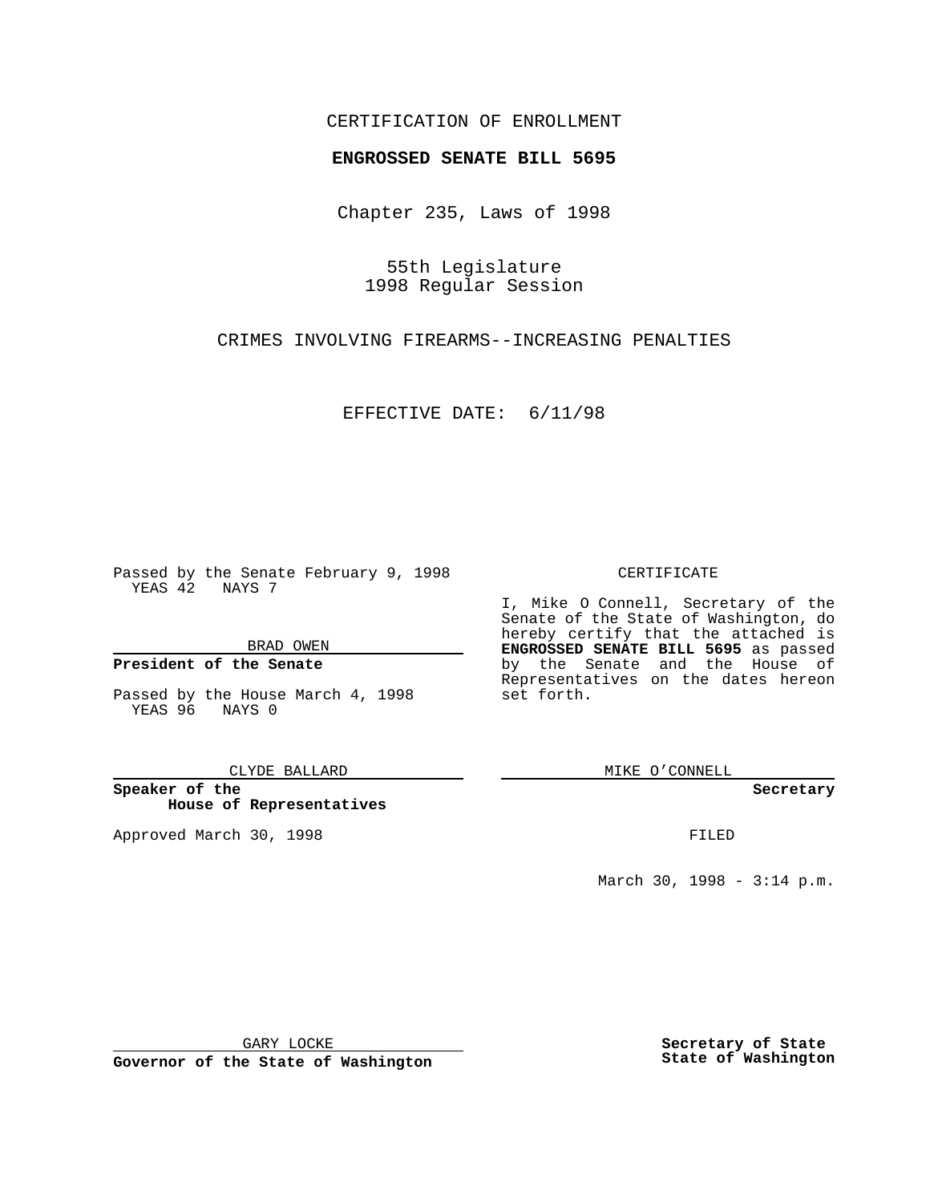CERTIFICATION OF ENROLLMENT

**ENGROSSED SENATE BILL 5695**

Chapter 235, Laws of 1998

55th Legislature
1998 Regular Session

CRIMES INVOLVING FIREARMS--INCREASING PENALTIES

EFFECTIVE DATE: 6/11/98

Passed by the Senate February 9, 1998
YEAS 42 NAYS 7

BRAD OWEN

**President of the Senate**

Passed by the House March 4, 1998
YEAS 96 NAYS 0

CLYDE BALLARD

**Speaker of the House of Representatives**

Approved March 30, 1998

GARY LOCKE

**Governor of the State of Washington**

CERTIFICATE

I, Mike O Connell, Secretary of the Senate of the State of Washington, do hereby certify that the attached is **ENGROSSED SENATE BILL 5695** as passed by the Senate and the House of Representatives on the dates hereon set forth.

MIKE O'CONNELL

**Secretary**

FILED

March 30, 1998 - 3:14 p.m.

**Secretary of State**
**State of Washington**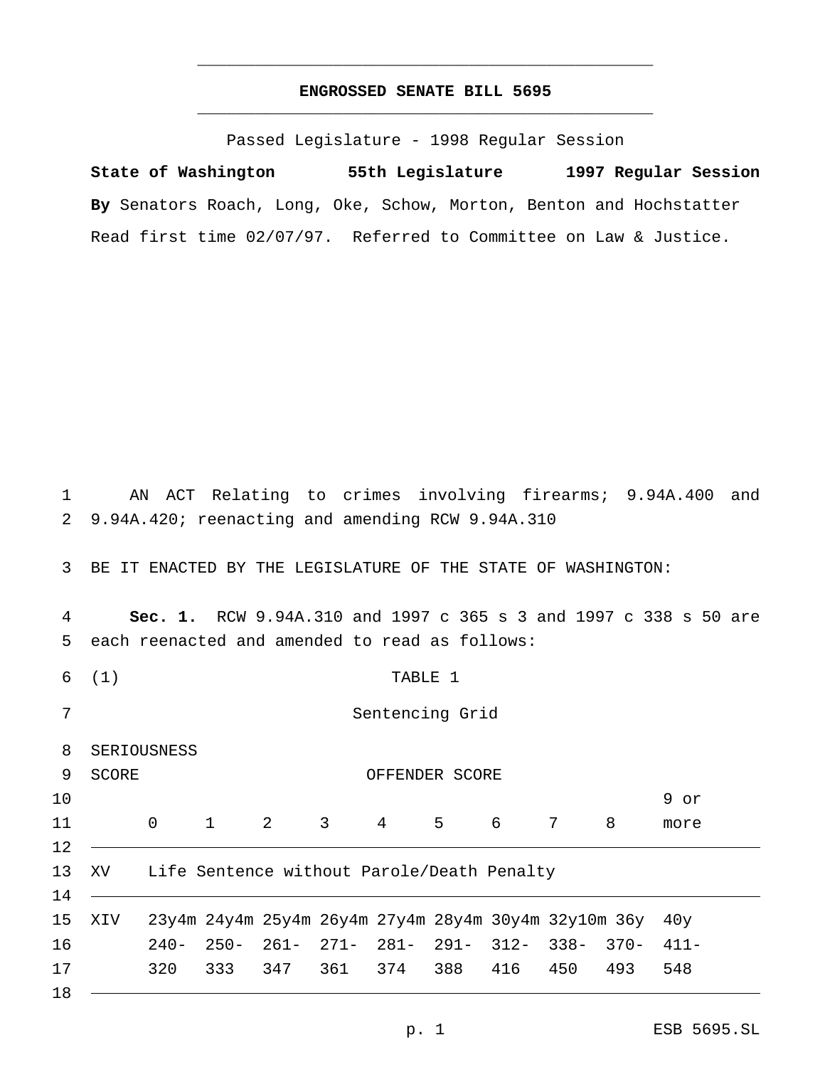# ENGROSSED SENATE BILL 5695

Passed Legislature - 1998 Regular Session

**State of Washington 55th Legislature 1997 Regular Session**

**By** Senators Roach, Long, Oke, Schow, Morton, Benton and Hochstatter

Read first time 02/07/97. Referred to Committee on Law & Justice.

AN ACT Relating to crimes involving firearms; 9.94A.400 and 9.94A.420; reenacting and amending RCW 9.94A.310

BE IT ENACTED BY THE LEGISLATURE OF THE STATE OF WASHINGTON:

**Sec. 1.** RCW 9.94A.310 and 1997 c 365 s 3 and 1997 c 338 s 50 are each reenacted and amended to read as follows:

(1) TABLE 1

Sentencing Grid

| SERIOUSNESS SCORE | OFFENDER SCORE | | | | | | | | | |
|---|---|---|---|---|---|---|---|---|---|---|
| | 0 | 1 | 2 | 3 | 4 | 5 | 6 | 7 | 8 | 9 or more |
| XV | Life Sentence without Parole/Death Penalty | | | | | | | | | |
| XIV | 23y4m 240- 320 | 24y4m 250- 333 | 25y4m 261- 347 | 26y4m 271- 361 | 27y4m 281- 374 | 28y4m 291- 388 | 30y4m 312- 416 | 32y10m 338- 450 | 36y 370- 493 | 40y 411- 548 |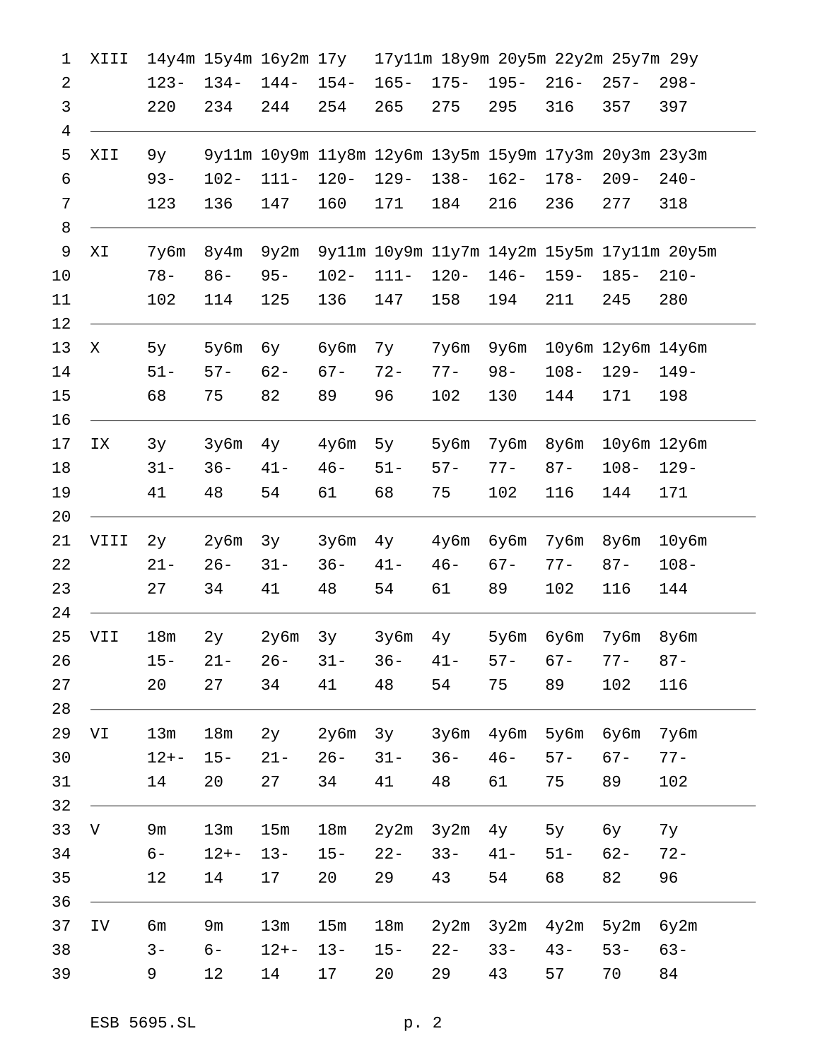| Level | | | | | | | | | | |
|---|---|---|---|---|---|---|---|---|---|---|
| XIII | 14y4m | 15y4m | 16y2m | 17y | 17y11m | 18y9m | 20y5m | 22y2m | 25y7m | 29y |
| | 123-220 | 134-234 | 144-244 | 154-254 | 165-265 | 175-275 | 195-295 | 216-316 | 257-357 | 298-397 |
| XII | 9y | 9y11m | 10y9m | 11y8m | 12y6m | 13y5m | 15y9m | 17y3m | 20y3m | 23y3m |
| | 93-123 | 102-136 | 111-147 | 120-160 | 129-171 | 138-184 | 162-216 | 178-236 | 209-277 | 240-318 |
| XI | 7y6m | 8y4m | 9y2m | 9y11m | 10y9m | 11y7m | 14y2m | 15y5m | 17y11m | 20y5m |
| | 78-102 | 86-114 | 95-125 | 102-136 | 111-147 | 120-158 | 146-194 | 159-211 | 185-245 | 210-280 |
| X | 5y | 5y6m | 6y | 6y6m | 7y | 7y6m | 9y6m | 10y6m | 12y6m | 14y6m |
| | 51-68 | 57-75 | 62-82 | 67-89 | 72-96 | 77-102 | 98-130 | 108-144 | 129-171 | 149-198 |
| IX | 3y | 3y6m | 4y | 4y6m | 5y | 5y6m | 7y6m | 8y6m | 10y6m | 12y6m |
| | 31-41 | 36-48 | 41-54 | 46-61 | 51-68 | 57-75 | 77-102 | 87-116 | 108-144 | 129-171 |
| VIII | 2y | 2y6m | 3y | 3y6m | 4y | 4y6m | 6y6m | 7y6m | 8y6m | 10y6m |
| | 21-27 | 26-34 | 31-41 | 36-48 | 41-54 | 46-61 | 67-89 | 77-102 | 87-116 | 108-144 |
| VII | 18m | 2y | 2y6m | 3y | 3y6m | 4y | 5y6m | 6y6m | 7y6m | 8y6m |
| | 15-20 | 21-27 | 26-34 | 31-41 | 36-48 | 41-54 | 57-75 | 67-89 | 77-102 | 87-116 |
| VI | 13m | 18m | 2y | 2y6m | 3y | 3y6m | 4y6m | 5y6m | 6y6m | 7y6m |
| | 12+-14 | 15-20 | 21-27 | 26-34 | 31-41 | 36-48 | 46-61 | 57-75 | 67-89 | 77-102 |
| V | 9m | 13m | 15m | 18m | 2y2m | 3y2m | 4y | 5y | 6y | 7y |
| | 6-12 | 12+-14 | 13-17 | 15-20 | 22-29 | 33-43 | 41-54 | 51-68 | 62-82 | 72-96 |
| IV | 6m | 9m | 13m | 15m | 18m | 2y2m | 3y2m | 4y2m | 5y2m | 6y2m |
| | 3-9 | 6-12 | 12+-14 | 13-17 | 15-20 | 22-29 | 33-43 | 43-57 | 53-70 | 63-84 |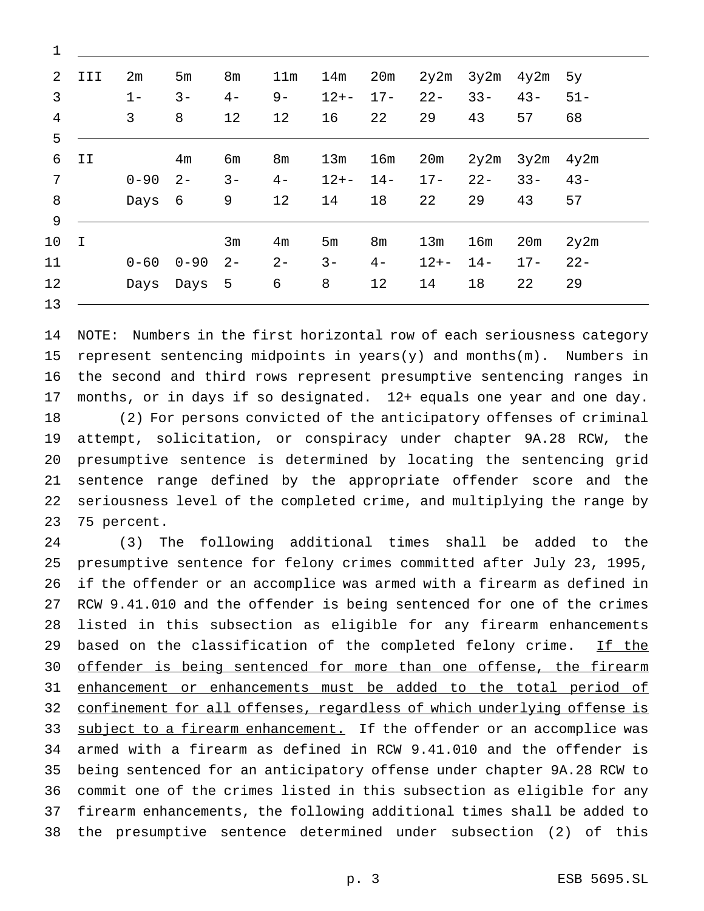| | | | | | | | | | | |
|---|---|---|---|---|---|---|---|---|---|---|
| III | 2m<br>1-<br>3 | 5m<br>3-<br>8 | 8m<br>4-<br>12 | 11m<br>9-<br>12 | 14m<br>12+-<br>16 | 20m<br>17-<br>22 | 2y2m<br>22-<br>29 | 3y2m<br>33-<br>43 | 4y2m<br>43-<br>57 | 5y<br>51-<br>68 |
| II | 0-90<br>Days | 4m<br>2-<br>6 | 6m<br>3-<br>9 | 8m<br>4-<br>12 | 13m<br>12+-<br>14 | 16m<br>14-<br>18 | 20m<br>17-<br>22 | 2y2m<br>22-<br>29 | 3y2m<br>33-<br>43 | 4y2m<br>43-<br>57 |
| I | 0-60<br>Days | 0-90<br>Days | 3m<br>2-<br>5 | 4m<br>2-<br>6 | 5m<br>3-<br>8 | 8m<br>4-<br>12 | 13m<br>12+-<br>14 | 16m<br>14-<br>18 | 20m<br>17-<br>22 | 2y2m<br>22-<br>29 |

NOTE: Numbers in the first horizontal row of each seriousness category represent sentencing midpoints in years(y) and months(m). Numbers in the second and third rows represent presumptive sentencing ranges in months, or in days if so designated. 12+ equals one year and one day.

(2) For persons convicted of the anticipatory offenses of criminal attempt, solicitation, or conspiracy under chapter 9A.28 RCW, the presumptive sentence is determined by locating the sentencing grid sentence range defined by the appropriate offender score and the seriousness level of the completed crime, and multiplying the range by 75 percent.

(3) The following additional times shall be added to the presumptive sentence for felony crimes committed after July 23, 1995, if the offender or an accomplice was armed with a firearm as defined in RCW 9.41.010 and the offender is being sentenced for one of the crimes listed in this subsection as eligible for any firearm enhancements based on the classification of the completed felony crime. <u>If the offender is being sentenced for more than one offense, the firearm enhancement or enhancements must be added to the total period of confinement for all offenses, regardless of which underlying offense is subject to a firearm enhancement.</u> If the offender or an accomplice was armed with a firearm as defined in RCW 9.41.010 and the offender is being sentenced for an anticipatory offense under chapter 9A.28 RCW to commit one of the crimes listed in this subsection as eligible for any firearm enhancements, the following additional times shall be added to the presumptive sentence determined under subsection (2) of this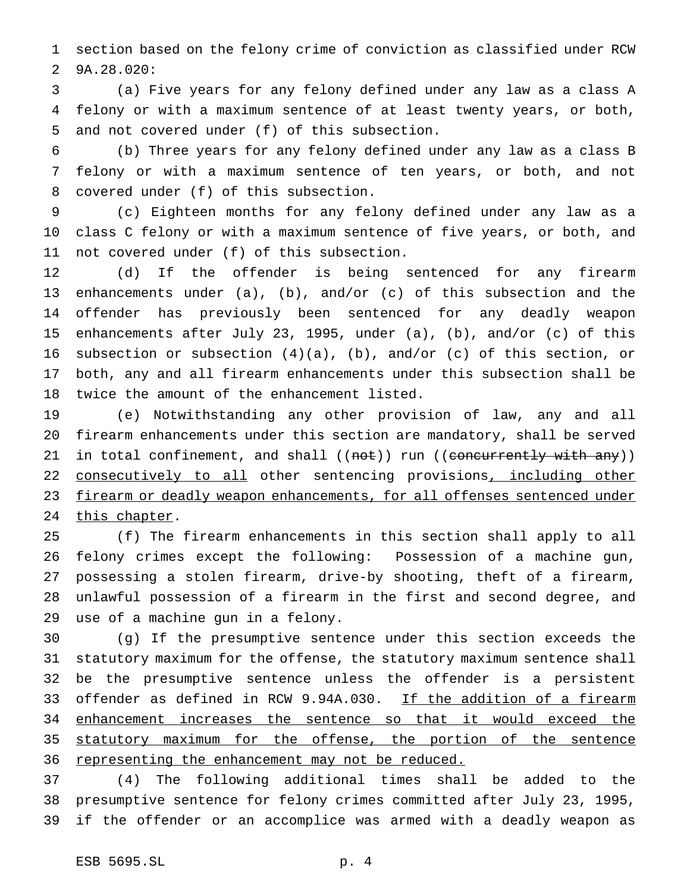section based on the felony crime of conviction as classified under RCW 9A.28.020:

(a) Five years for any felony defined under any law as a class A felony or with a maximum sentence of at least twenty years, or both, and not covered under (f) of this subsection.

(b) Three years for any felony defined under any law as a class B felony or with a maximum sentence of ten years, or both, and not covered under (f) of this subsection.

(c) Eighteen months for any felony defined under any law as a class C felony or with a maximum sentence of five years, or both, and not covered under (f) of this subsection.

(d) If the offender is being sentenced for any firearm enhancements under (a), (b), and/or (c) of this subsection and the offender has previously been sentenced for any deadly weapon enhancements after July 23, 1995, under (a), (b), and/or (c) of this subsection or subsection (4)(a), (b), and/or (c) of this section, or both, any and all firearm enhancements under this subsection shall be twice the amount of the enhancement listed.

(e) Notwithstanding any other provision of law, any and all firearm enhancements under this section are mandatory, shall be served in total confinement, and shall ((~~not~~)) run ((~~concurrently with any~~)) <u>consecutively to all</u> other sentencing provisions<u>, including other firearm or deadly weapon enhancements, for all offenses sentenced under this chapter</u>.

(f) The firearm enhancements in this section shall apply to all felony crimes except the following: Possession of a machine gun, possessing a stolen firearm, drive-by shooting, theft of a firearm, unlawful possession of a firearm in the first and second degree, and use of a machine gun in a felony.

(g) If the presumptive sentence under this section exceeds the statutory maximum for the offense, the statutory maximum sentence shall be the presumptive sentence unless the offender is a persistent offender as defined in RCW 9.94A.030. <u>If the addition of a firearm enhancement increases the sentence so that it would exceed the statutory maximum for the offense, the portion of the sentence representing the enhancement may not be reduced.</u>

(4) The following additional times shall be added to the presumptive sentence for felony crimes committed after July 23, 1995, if the offender or an accomplice was armed with a deadly weapon as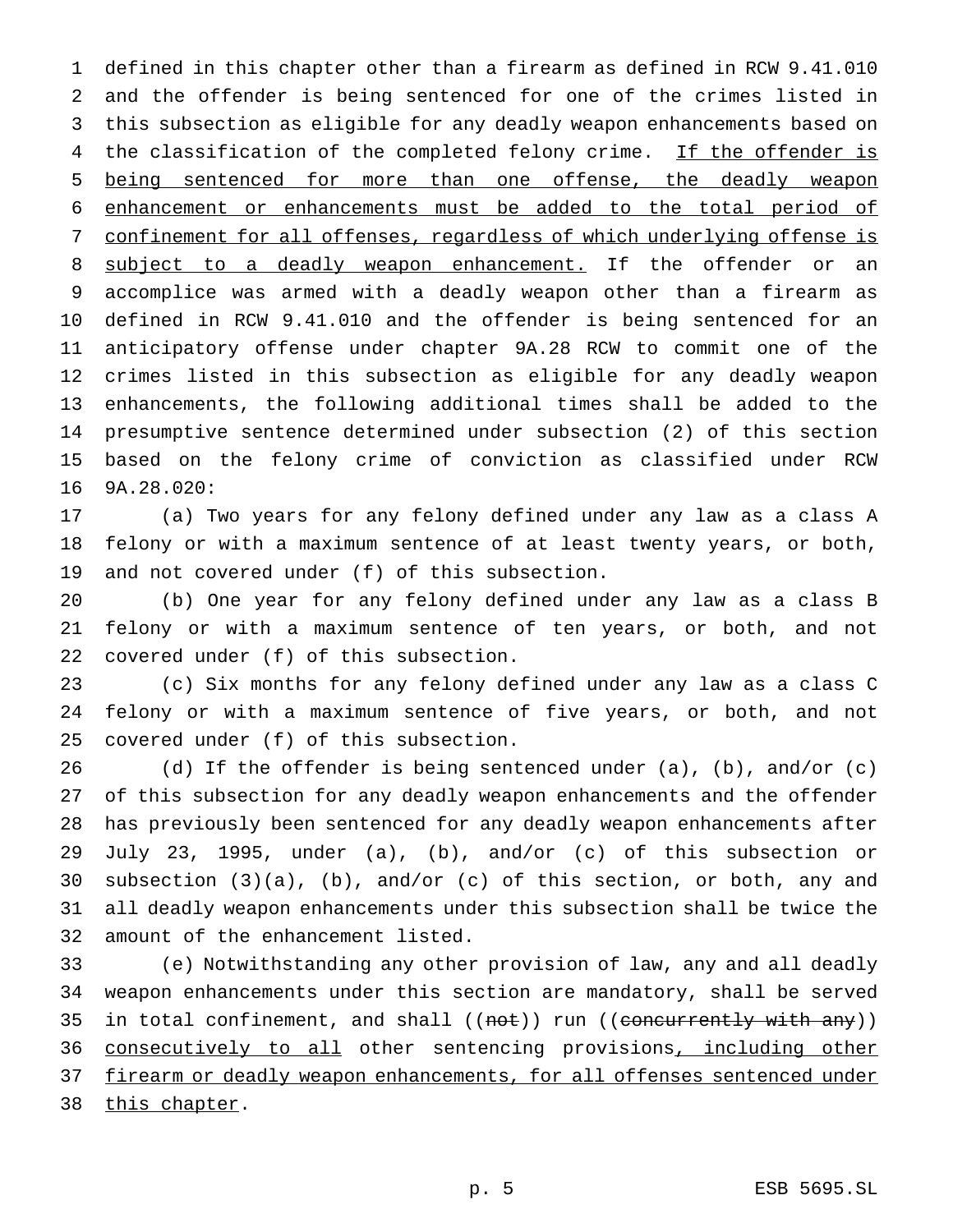defined in this chapter other than a firearm as defined in RCW 9.41.010 and the offender is being sentenced for one of the crimes listed in this subsection as eligible for any deadly weapon enhancements based on the classification of the completed felony crime. <u>If the offender is being sentenced for more than one offense, the deadly weapon enhancement or enhancements must be added to the total period of confinement for all offenses, regardless of which underlying offense is subject to a deadly weapon enhancement.</u> If the offender or an accomplice was armed with a deadly weapon other than a firearm as defined in RCW 9.41.010 and the offender is being sentenced for an anticipatory offense under chapter 9A.28 RCW to commit one of the crimes listed in this subsection as eligible for any deadly weapon enhancements, the following additional times shall be added to the presumptive sentence determined under subsection (2) of this section based on the felony crime of conviction as classified under RCW 9A.28.020:

(a) Two years for any felony defined under any law as a class A felony or with a maximum sentence of at least twenty years, or both, and not covered under (f) of this subsection.

(b) One year for any felony defined under any law as a class B felony or with a maximum sentence of ten years, or both, and not covered under (f) of this subsection.

(c) Six months for any felony defined under any law as a class C felony or with a maximum sentence of five years, or both, and not covered under (f) of this subsection.

(d) If the offender is being sentenced under (a), (b), and/or (c) of this subsection for any deadly weapon enhancements and the offender has previously been sentenced for any deadly weapon enhancements after July 23, 1995, under (a), (b), and/or (c) of this subsection or subsection (3)(a), (b), and/or (c) of this section, or both, any and all deadly weapon enhancements under this subsection shall be twice the amount of the enhancement listed.

(e) Notwithstanding any other provision of law, any and all deadly weapon enhancements under this section are mandatory, shall be served in total confinement, and shall ((~~not~~)) run ((~~concurrently with any~~)) <u>consecutively to all</u> other sentencing provisions<u>, including other firearm or deadly weapon enhancements, for all offenses sentenced under this chapter</u>.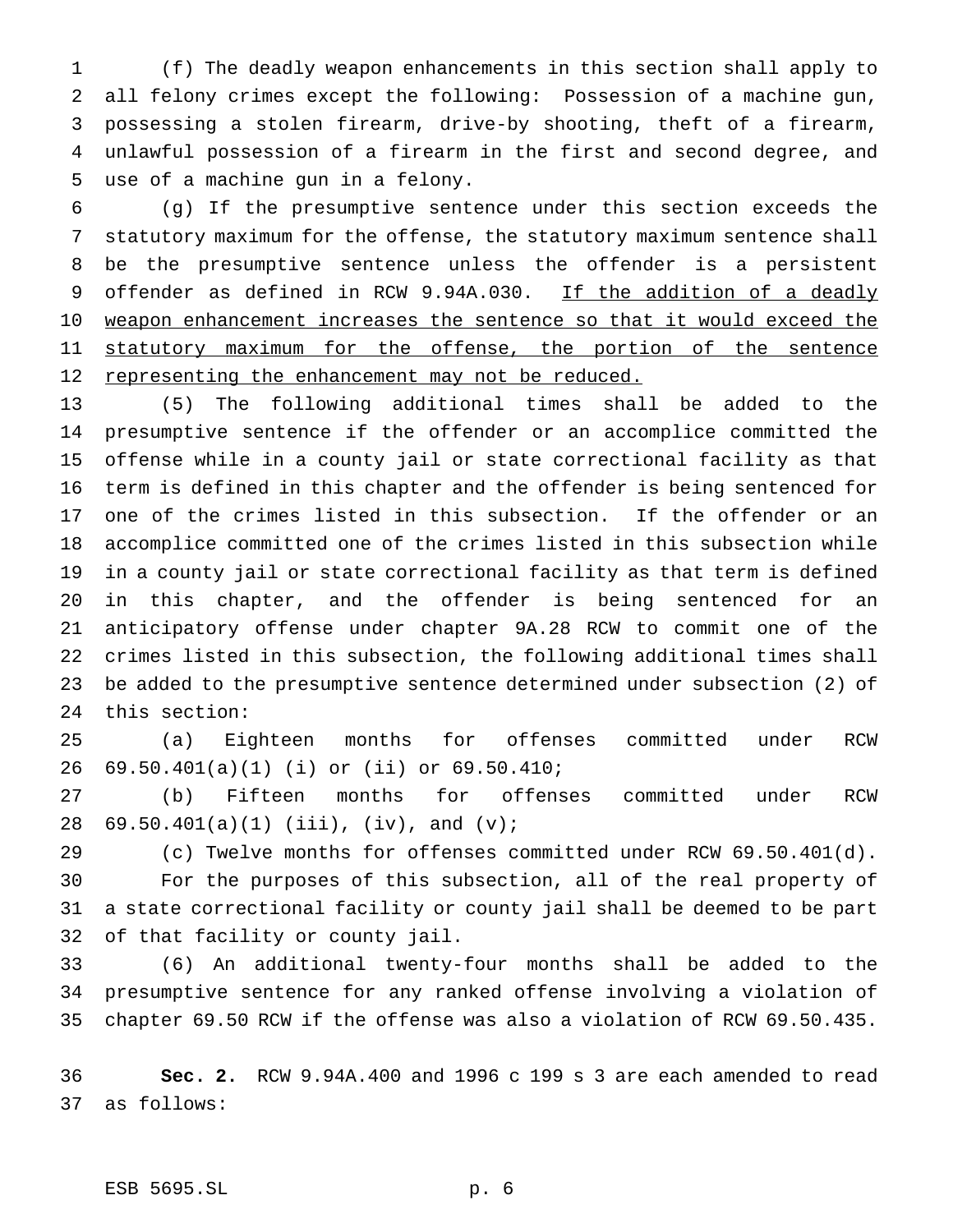(f) The deadly weapon enhancements in this section shall apply to all felony crimes except the following: Possession of a machine gun, possessing a stolen firearm, drive-by shooting, theft of a firearm, unlawful possession of a firearm in the first and second degree, and use of a machine gun in a felony.

(g) If the presumptive sentence under this section exceeds the statutory maximum for the offense, the statutory maximum sentence shall be the presumptive sentence unless the offender is a persistent offender as defined in RCW 9.94A.030. <u>If the addition of a deadly weapon enhancement increases the sentence so that it would exceed the statutory maximum for the offense, the portion of the sentence representing the enhancement may not be reduced.</u>

(5) The following additional times shall be added to the presumptive sentence if the offender or an accomplice committed the offense while in a county jail or state correctional facility as that term is defined in this chapter and the offender is being sentenced for one of the crimes listed in this subsection. If the offender or an accomplice committed one of the crimes listed in this subsection while in a county jail or state correctional facility as that term is defined in this chapter, and the offender is being sentenced for an anticipatory offense under chapter 9A.28 RCW to commit one of the crimes listed in this subsection, the following additional times shall be added to the presumptive sentence determined under subsection (2) of this section:

(a) Eighteen months for offenses committed under RCW 69.50.401(a)(1) (i) or (ii) or 69.50.410;

(b) Fifteen months for offenses committed under RCW 69.50.401(a)(1) (iii), (iv), and (v);

(c) Twelve months for offenses committed under RCW 69.50.401(d).

For the purposes of this subsection, all of the real property of a state correctional facility or county jail shall be deemed to be part of that facility or county jail.

(6) An additional twenty-four months shall be added to the presumptive sentence for any ranked offense involving a violation of chapter 69.50 RCW if the offense was also a violation of RCW 69.50.435.

**Sec. 2.** RCW 9.94A.400 and 1996 c 199 s 3 are each amended to read as follows: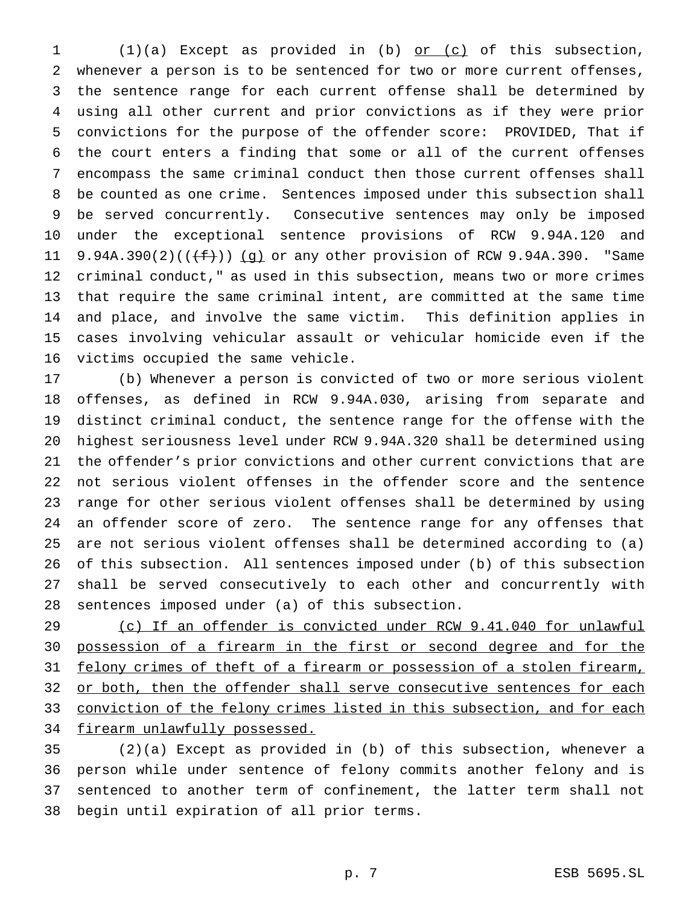(1)(a) Except as provided in (b) <u>or (c)</u> of this subsection, whenever a person is to be sentenced for two or more current offenses, the sentence range for each current offense shall be determined by using all other current and prior convictions as if they were prior convictions for the purpose of the offender score: PROVIDED, That if the court enters a finding that some or all of the current offenses encompass the same criminal conduct then those current offenses shall be counted as one crime. Sentences imposed under this subsection shall be served concurrently. Consecutive sentences may only be imposed under the exceptional sentence provisions of RCW 9.94A.120 and 9.94A.390(2)(((~~f~~))) <u>(g)</u> or any other provision of RCW 9.94A.390. "Same criminal conduct," as used in this subsection, means two or more crimes that require the same criminal intent, are committed at the same time and place, and involve the same victim. This definition applies in cases involving vehicular assault or vehicular homicide even if the victims occupied the same vehicle.

(b) Whenever a person is convicted of two or more serious violent offenses, as defined in RCW 9.94A.030, arising from separate and distinct criminal conduct, the sentence range for the offense with the highest seriousness level under RCW 9.94A.320 shall be determined using the offender's prior convictions and other current convictions that are not serious violent offenses in the offender score and the sentence range for other serious violent offenses shall be determined by using an offender score of zero. The sentence range for any offenses that are not serious violent offenses shall be determined according to (a) of this subsection. All sentences imposed under (b) of this subsection shall be served consecutively to each other and concurrently with sentences imposed under (a) of this subsection.

<u>(c) If an offender is convicted under RCW 9.41.040 for unlawful possession of a firearm in the first or second degree and for the felony crimes of theft of a firearm or possession of a stolen firearm, or both, then the offender shall serve consecutive sentences for each conviction of the felony crimes listed in this subsection, and for each firearm unlawfully possessed.</u>

(2)(a) Except as provided in (b) of this subsection, whenever a person while under sentence of felony commits another felony and is sentenced to another term of confinement, the latter term shall not begin until expiration of all prior terms.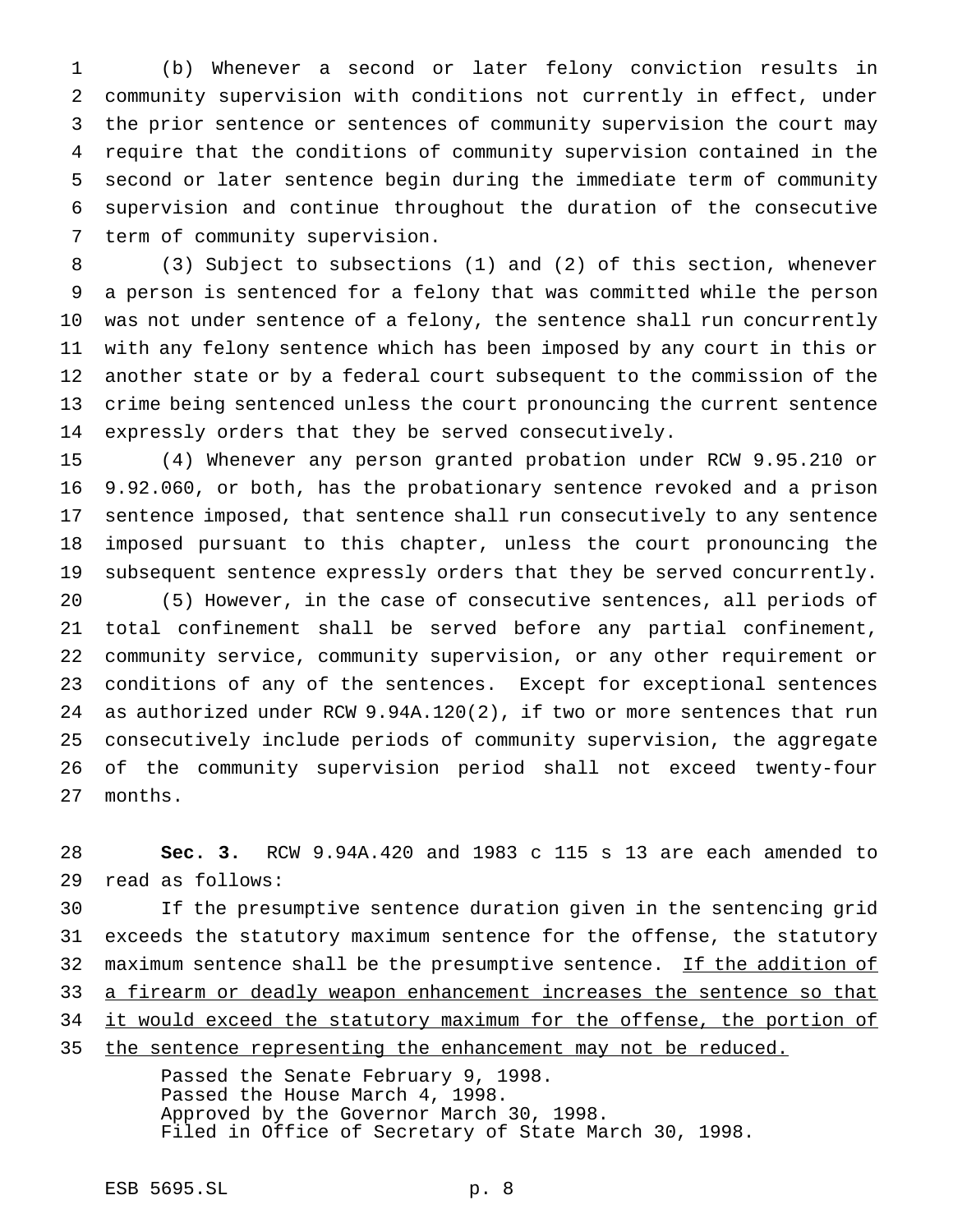(b) Whenever a second or later felony conviction results in community supervision with conditions not currently in effect, under the prior sentence or sentences of community supervision the court may require that the conditions of community supervision contained in the second or later sentence begin during the immediate term of community supervision and continue throughout the duration of the consecutive term of community supervision.

(3) Subject to subsections (1) and (2) of this section, whenever a person is sentenced for a felony that was committed while the person was not under sentence of a felony, the sentence shall run concurrently with any felony sentence which has been imposed by any court in this or another state or by a federal court subsequent to the commission of the crime being sentenced unless the court pronouncing the current sentence expressly orders that they be served consecutively.

(4) Whenever any person granted probation under RCW 9.95.210 or 9.92.060, or both, has the probationary sentence revoked and a prison sentence imposed, that sentence shall run consecutively to any sentence imposed pursuant to this chapter, unless the court pronouncing the subsequent sentence expressly orders that they be served concurrently.

(5) However, in the case of consecutive sentences, all periods of total confinement shall be served before any partial confinement, community service, community supervision, or any other requirement or conditions of any of the sentences. Except for exceptional sentences as authorized under RCW 9.94A.120(2), if two or more sentences that run consecutively include periods of community supervision, the aggregate of the community supervision period shall not exceed twenty-four months.

**Sec. 3.** RCW 9.94A.420 and 1983 c 115 s 13 are each amended to read as follows:

If the presumptive sentence duration given in the sentencing grid exceeds the statutory maximum sentence for the offense, the statutory maximum sentence shall be the presumptive sentence. <u>If the addition of a firearm or deadly weapon enhancement increases the sentence so that it would exceed the statutory maximum for the offense, the portion of the sentence representing the enhancement may not be reduced.</u>

Passed the Senate February 9, 1998.
Passed the House March 4, 1998.
Approved by the Governor March 30, 1998.
Filed in Office of Secretary of State March 30, 1998.